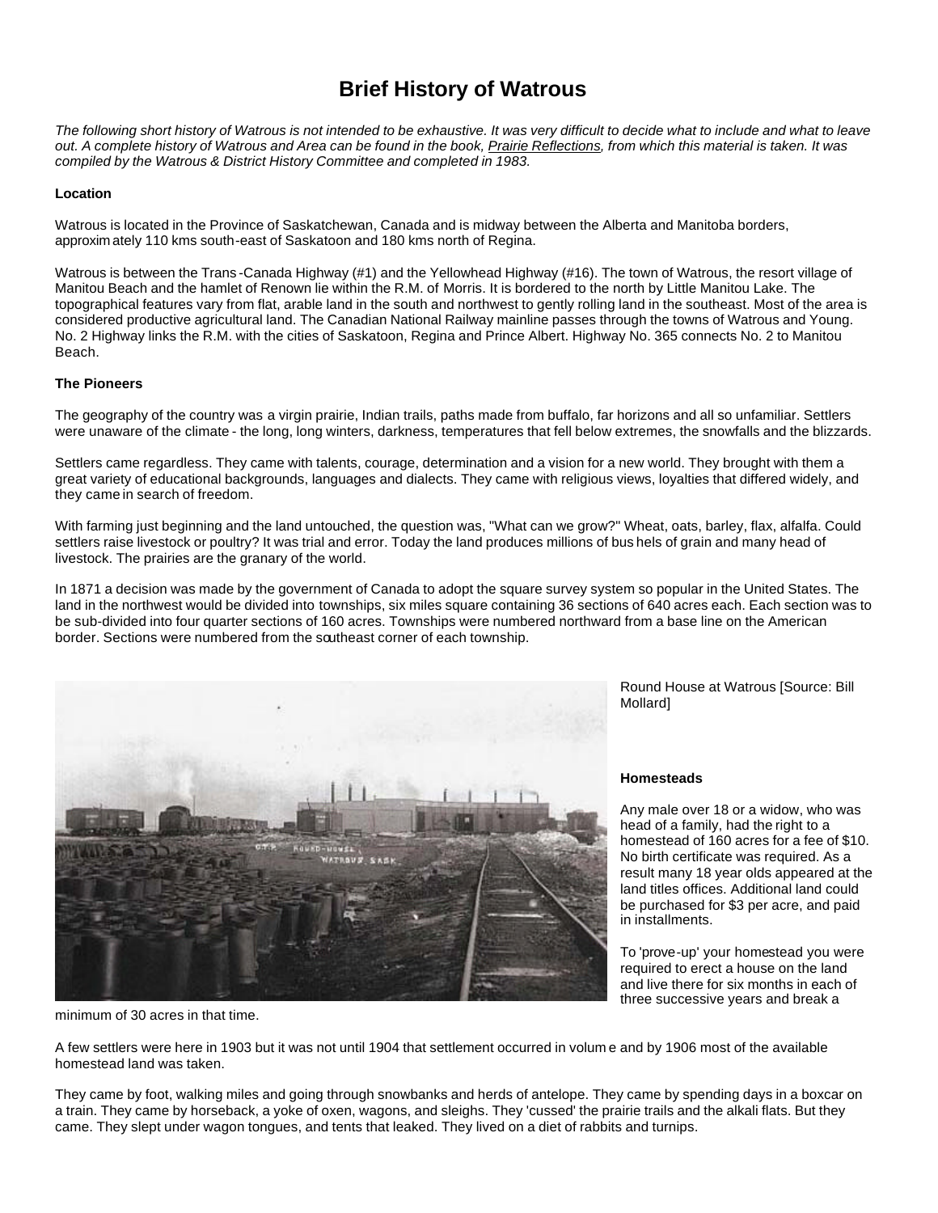# Brief History of Watrous

*The following short history of Watrous is not intended to be exhaustive. It was very difficult to decide what to include and what to leave out. A complete history of Watrous and Area can be found in the book, Prairie Reflections, from which this material is taken. It was compiled by the Watrous & District History Committee and completed in 1983.*

### Location

Watrous is located in the Province of Saskatchewan, Canada and is midway between the Alberta and Manitoba borders, approximately 110 kms south-east of Saskatoon and 180 kms north of Regina.

Watrous is between the Trans-Canada Highway (#1) and the Yellowhead Highway (#16). The town of Watrous, the resort village of Manitou Beach and the hamlet of Renown lie within the R.M. of Morris. It is bordered to the north by Little Manitou Lake. The topographical features vary from flat, arable land in the south and northwest to gently rolling land in the southeast. Most of the area is considered productive agricultural land. The Canadian National Railway mainline passes through the towns of Watrous and Young. No. 2 Highway links the R.M. with the cities of Saskatoon, Regina and Prince Albert. Highway No. 365 connects No. 2 to Manitou Beach.

### The Pioneers

The geography of the country was a virgin prairie, Indian trails, paths made from buffalo, far horizons and all so unfamiliar. Settlers were unaware of the climate - the long, long winters, darkness, temperatures that fell below extremes, the snowfalls and the blizzards.

Settlers came regardless. They came with talents, courage, determination and a vision for a new world. They brought with them a great variety of educational backgrounds, languages and dialects. They came with religious views, loyalties that differed widely, and they came in search of freedom.

With farming just beginning and the land untouched, the question was, "What can we grow?" Wheat, oats, barley, flax, alfalfa. Could settlers raise livestock or poultry? It was trial and error. Today the land produces millions of bushels of grain and many head of livestock. The prairies are the granary of the world.

In 1871 a decision was made by the government of Canada to adopt the square survey system so popular in the United States. The land in the northwest would be divided into townships, six miles square containing 36 sections of 640 acres each. Each section was to be sub-divided into four quarter sections of 160 acres. Townships were numbered northward from a base line on the American border. Sections were numbered from the southeast corner of each township.

Round House at Watrous [Source: Bill Mollard]

### Homesteads

Any male over 18 or a widow, who was head of a family, had the right to a homestead of 160 acres for a fee of $10. No birth certificate was required. As a result many 18 year olds appeared at the land titles offices. Additional land could be purchased for $3 per acre, and paid in installments.

To 'prove-up' your homestead you were required to erect a house on the land and live there for six months in each of three successive years and break a minimum of 30 acres in that time.

A few settlers were here in 1903 but it was not until 1904 that settlement occurred in volume and by 1906 most of the available homestead land was taken.

They came by foot, walking miles and going through snowbanks and herds of antelope. They came by spending days in a boxcar on a train. They came by horseback, a yoke of oxen, wagons, and sleighs. They 'cussed' the prairie trails and the alkali flats. But they came. They slept under wagon tongues, and tents that leaked. They lived on a diet of rabbits and turnips.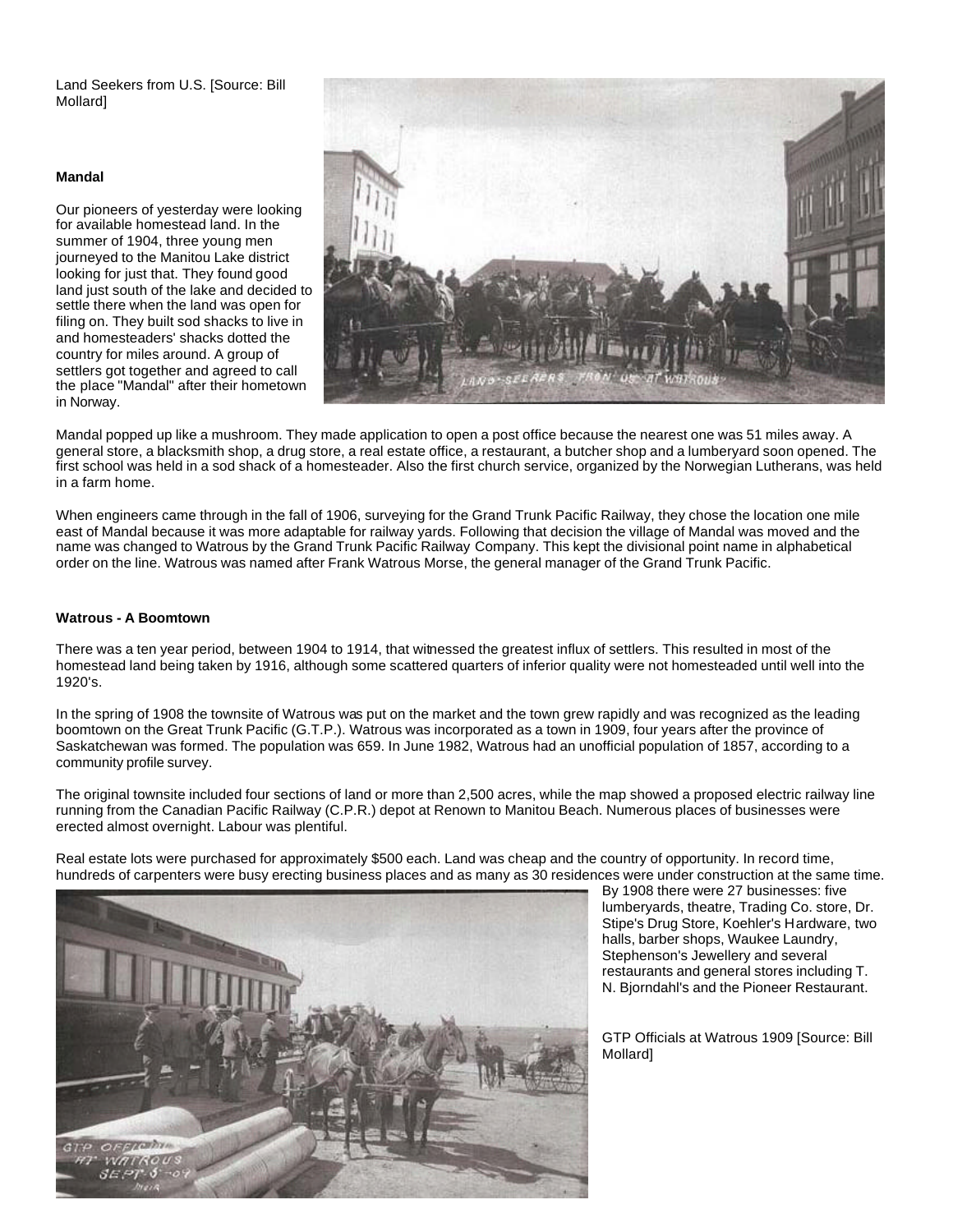Land Seekers from U.S. [Source: Bill Mollard]

### Mandal

Our pioneers of yesterday were looking for available homestead land. In the summer of 1904, three young men journeyed to the Manitou Lake district looking for just that. They found good land just south of the lake and decided to settle there when the land was open for filing on. They built sod shacks to live in and homesteaders' shacks dotted the country for miles around. A group of settlers got together and agreed to call the place "Mandal" after their hometown in Norway.

Mandal popped up like a mushroom. They made application to open a post office because the nearest one was 51 miles away. A general store, a blacksmith shop, a drug store, a real estate office, a restaurant, a butcher shop and a lumberyard soon opened. The first school was held in a sod shack of a homesteader. Also the first church service, organized by the Norwegian Lutherans, was held in a farm home.

When engineers came through in the fall of 1906, surveying for the Grand Trunk Pacific Railway, they chose the location one mile east of Mandal because it was more adaptable for railway yards. Following that decision the village of Mandal was moved and the name was changed to Watrous by the Grand Trunk Pacific Railway Company. This kept the divisional point name in alphabetical order on the line. Watrous was named after Frank Watrous Morse, the general manager of the Grand Trunk Pacific.

### Watrous - A Boomtown

There was a ten year period, between 1904 to 1914, that witnessed the greatest influx of settlers. This resulted in most of the homestead land being taken by 1916, although some scattered quarters of inferior quality were not homesteaded until well into the 1920's.

In the spring of 1908 the townsite of Watrous was put on the market and the town grew rapidly and was recognized as the leading boomtown on the Great Trunk Pacific (G.T.P.). Watrous was incorporated as a town in 1909, four years after the province of Saskatchewan was formed. The population was 659. In June 1982, Watrous had an unofficial population of 1857, according to a community profile survey.

The original townsite included four sections of land or more than 2,500 acres, while the map showed a proposed electric railway line running from the Canadian Pacific Railway (C.P.R.) depot at Renown to Manitou Beach. Numerous places of businesses were erected almost overnight. Labour was plentiful.

Real estate lots were purchased for approximately $500 each. Land was cheap and the country of opportunity. In record time, hundreds of carpenters were busy erecting business places and as many as 30 residences were under construction at the same time. By 1908 there were 27 businesses: five lumberyards, theatre, Trading Co. store, Dr. Stipe's Drug Store, Koehler's Hardware, two halls, barber shops, Waukee Laundry, Stephenson's Jewellery and several restaurants and general stores including T. N. Bjorndahl's and the Pioneer Restaurant.

GTP Officials at Watrous 1909 [Source: Bill Mollard]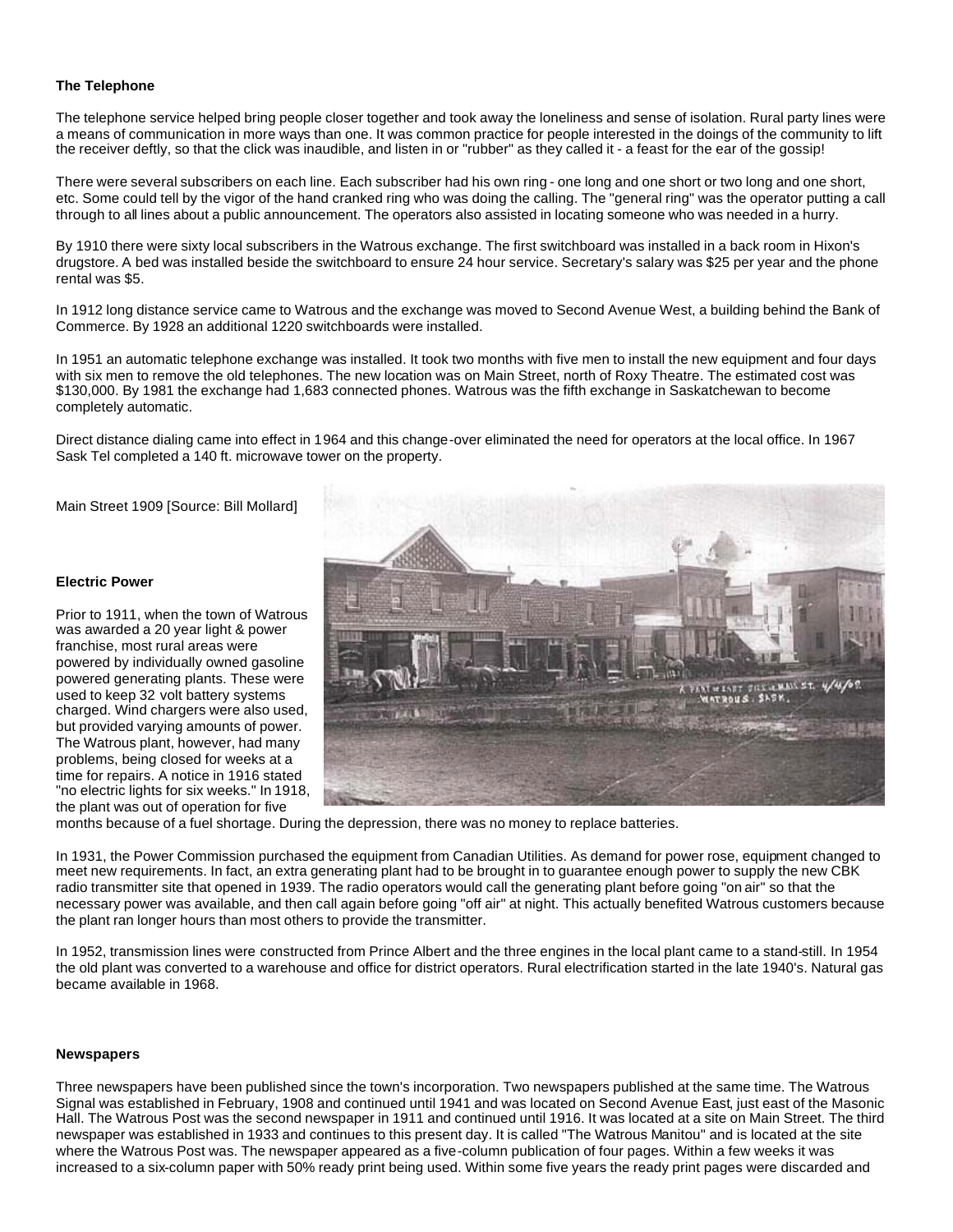**The Telephone**

The telephone service helped bring people closer together and took away the loneliness and sense of isolation. Rural party lines were a means of communication in more ways than one. It was common practice for people interested in the doings of the community to lift the receiver deftly, so that the click was inaudible, and listen in or "rubber" as they called it - a feast for the ear of the gossip!

There were several subscribers on each line. Each subscriber had his own ring - one long and one short or two long and one short, etc. Some could tell by the vigor of the hand cranked ring who was doing the calling. The "general ring" was the operator putting a call through to all lines about a public announcement. The operators also assisted in locating someone who was needed in a hurry.

By 1910 there were sixty local subscribers in the Watrous exchange. The first switchboard was installed in a back room in Hixon's drugstore. A bed was installed beside the switchboard to ensure 24 hour service. Secretary's salary was $25 per year and the phone rental was $5.

In 1912 long distance service came to Watrous and the exchange was moved to Second Avenue West, a building behind the Bank of Commerce. By 1928 an additional 1220 switchboards were installed.

In 1951 an automatic telephone exchange was installed. It took two months with five men to install the new equipment and four days with six men to remove the old telephones. The new location was on Main Street, north of Roxy Theatre. The estimated cost was $130,000. By 1981 the exchange had 1,683 connected phones. Watrous was the fifth exchange in Saskatchewan to become completely automatic.

Direct distance dialing came into effect in 1964 and this change-over eliminated the need for operators at the local office. In 1967 Sask Tel completed a 140 ft. microwave tower on the property.

Main Street 1909 [Source: Bill Mollard]

**Electric Power**

Prior to 1911, when the town of Watrous was awarded a 20 year light & power franchise, most rural areas were powered by individually owned gasoline powered generating plants. These were used to keep 32 volt battery systems charged. Wind chargers were also used, but provided varying amounts of power. The Watrous plant, however, had many problems, being closed for weeks at a time for repairs. A notice in 1916 stated "no electric lights for six weeks." In 1918, the plant was out of operation for five months because of a fuel shortage. During the depression, there was no money to replace batteries.

In 1931, the Power Commission purchased the equipment from Canadian Utilities. As demand for power rose, equipment changed to meet new requirements. In fact, an extra generating plant had to be brought in to guarantee enough power to supply the new CBK radio transmitter site that opened in 1939. The radio operators would call the generating plant before going "on air" so that the necessary power was available, and then call again before going "off air" at night. This actually benefited Watrous customers because the plant ran longer hours than most others to provide the transmitter.

In 1952, transmission lines were constructed from Prince Albert and the three engines in the local plant came to a stand-still. In 1954 the old plant was converted to a warehouse and office for district operators. Rural electrification started in the late 1940's. Natural gas became available in 1968.

**Newspapers**

Three newspapers have been published since the town's incorporation. Two newspapers published at the same time. The Watrous Signal was established in February, 1908 and continued until 1941 and was located on Second Avenue East, just east of the Masonic Hall. The Watrous Post was the second newspaper in 1911 and continued until 1916. It was located at a site on Main Street. The third newspaper was established in 1933 and continues to this present day. It is called "The Watrous Manitou" and is located at the site where the Watrous Post was. The newspaper appeared as a five-column publication of four pages. Within a few weeks it was increased to a six-column paper with 50% ready print being used. Within some five years the ready print pages were discarded and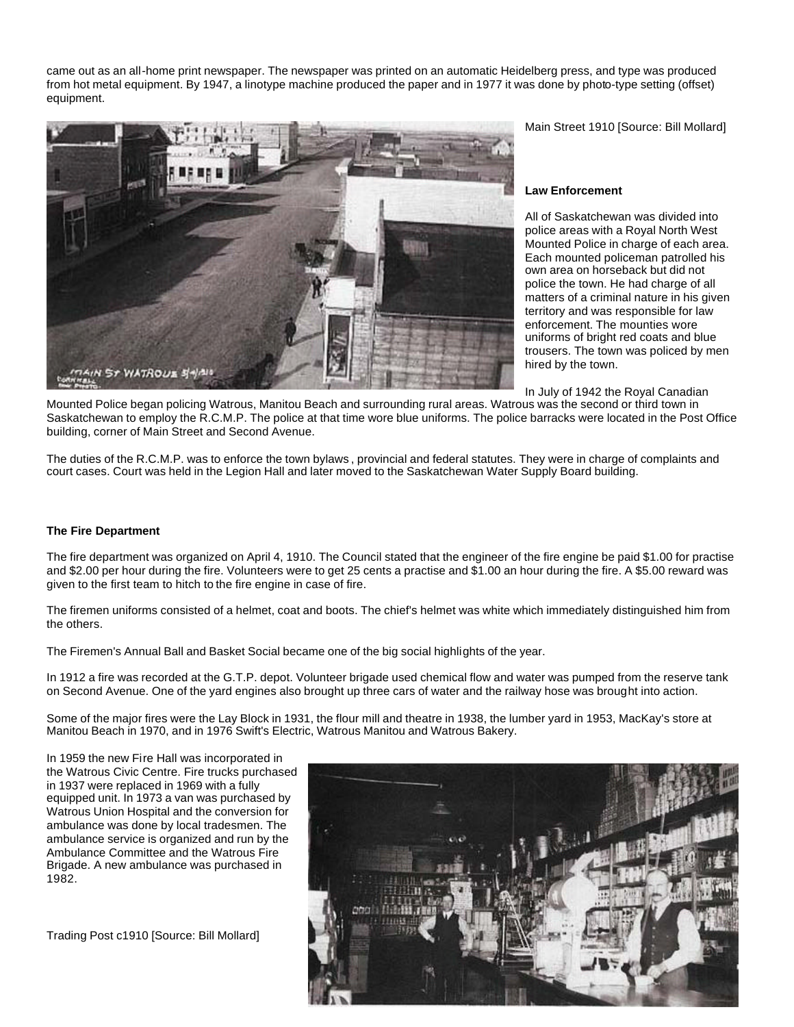came out as an all-home print newspaper. The newspaper was printed on an automatic Heidelberg press, and type was produced from hot metal equipment. By 1947, a linotype machine produced the paper and in 1977 it was done by photo-type setting (offset) equipment.

Main Street 1910 [Source: Bill Mollard]

**Law Enforcement**

All of Saskatchewan was divided into police areas with a Royal North West Mounted Police in charge of each area. Each mounted policeman patrolled his own area on horseback but did not police the town. He had charge of all matters of a criminal nature in his given territory and was responsible for law enforcement. The mounties wore uniforms of bright red coats and blue trousers. The town was policed by men hired by the town.

In July of 1942 the Royal Canadian Mounted Police began policing Watrous, Manitou Beach and surrounding rural areas. Watrous was the second or third town in Saskatchewan to employ the R.C.M.P. The police at that time wore blue uniforms. The police barracks were located in the Post Office building, corner of Main Street and Second Avenue.

The duties of the R.C.M.P. was to enforce the town bylaws , provincial and federal statutes. They were in charge of complaints and court cases. Court was held in the Legion Hall and later moved to the Saskatchewan Water Supply Board building.

**The Fire Department**

The fire department was organized on April 4, 1910. The Council stated that the engineer of the fire engine be paid $1.00 for practise and $2.00 per hour during the fire. Volunteers were to get 25 cents a practise and $1.00 an hour during the fire. A $5.00 reward was given to the first team to hitch to the fire engine in case of fire.

The firemen uniforms consisted of a helmet, coat and boots. The chief's helmet was white which immediately distinguished him from the others.

The Firemen's Annual Ball and Basket Social became one of the big social highlights of the year.

In 1912 a fire was recorded at the G.T.P. depot. Volunteer brigade used chemical flow and water was pumped from the reserve tank on Second Avenue. One of the yard engines also brought up three cars of water and the railway hose was brought into action.

Some of the major fires were the Lay Block in 1931, the flour mill and theatre in 1938, the lumber yard in 1953, MacKay's store at Manitou Beach in 1970, and in 1976 Swift's Electric, Watrous Manitou and Watrous Bakery.

In 1959 the new Fire Hall was incorporated in the Watrous Civic Centre. Fire trucks purchased in 1937 were replaced in 1969 with a fully equipped unit. In 1973 a van was purchased by Watrous Union Hospital and the conversion for ambulance was done by local tradesmen. The ambulance service is organized and run by the Ambulance Committee and the Watrous Fire Brigade. A new ambulance was purchased in 1982.

Trading Post c1910 [Source: Bill Mollard]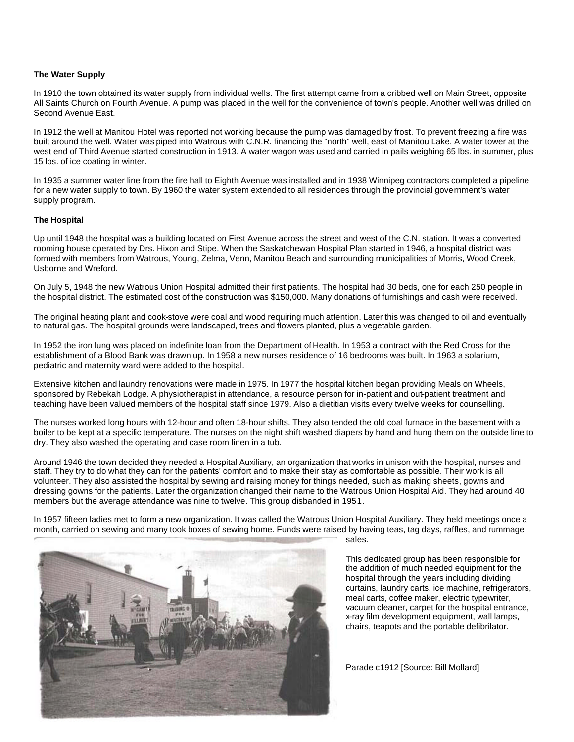**The Water Supply**

In 1910 the town obtained its water supply from individual wells. The first attempt came from a cribbed well on Main Street, opposite All Saints Church on Fourth Avenue. A pump was placed in the well for the convenience of town's people. Another well was drilled on Second Avenue East.

In 1912 the well at Manitou Hotel was reported not working because the pump was damaged by frost. To prevent freezing a fire was built around the well. Water was piped into Watrous with C.N.R. financing the "north" well, east of Manitou Lake. A water tower at the west end of Third Avenue started construction in 1913. A water wagon was used and carried in pails weighing 65 lbs. in summer, plus 15 lbs. of ice coating in winter.

In 1935 a summer water line from the fire hall to Eighth Avenue was installed and in 1938 Winnipeg contractors completed a pipeline for a new water supply to town. By 1960 the water system extended to all residences through the provincial government's water supply program.

**The Hospital**

Up until 1948 the hospital was a building located on First Avenue across the street and west of the C.N. station. It was a converted rooming house operated by Drs. Hixon and Stipe. When the Saskatchewan Hospital Plan started in 1946, a hospital district was formed with members from Watrous, Young, Zelma, Venn, Manitou Beach and surrounding municipalities of Morris, Wood Creek, Usborne and Wreford.

On July 5, 1948 the new Watrous Union Hospital admitted their first patients. The hospital had 30 beds, one for each 250 people in the hospital district. The estimated cost of the construction was $150,000. Many donations of furnishings and cash were received.

The original heating plant and cook-stove were coal and wood requiring much attention. Later this was changed to oil and eventually to natural gas. The hospital grounds were landscaped, trees and flowers planted, plus a vegetable garden.

In 1952 the iron lung was placed on indefinite loan from the Department of Health. In 1953 a contract with the Red Cross for the establishment of a Blood Bank was drawn up. In 1958 a new nurses residence of 16 bedrooms was built. In 1963 a solarium, pediatric and maternity ward were added to the hospital.

Extensive kitchen and laundry renovations were made in 1975. In 1977 the hospital kitchen began providing Meals on Wheels, sponsored by Rebekah Lodge. A physiotherapist in attendance, a resource person for in-patient and out-patient treatment and teaching have been valued members of the hospital staff since 1979. Also a dietitian visits every twelve weeks for counselling.

The nurses worked long hours with 12-hour and often 18-hour shifts. They also tended the old coal furnace in the basement with a boiler to be kept at a specific temperature. The nurses on the night shift washed diapers by hand and hung them on the outside line to dry. They also washed the operating and case room linen in a tub.

Around 1946 the town decided they needed a Hospital Auxiliary, an organization that works in unison with the hospital, nurses and staff. They try to do what they can for the patients' comfort and to make their stay as comfortable as possible. Their work is all volunteer. They also assisted the hospital by sewing and raising money for things needed, such as making sheets, gowns and dressing gowns for the patients. Later the organization changed their name to the Watrous Union Hospital Aid. They had around 40 members but the average attendance was nine to twelve. This group disbanded in 1951.

In 1957 fifteen ladies met to form a new organization. It was called the Watrous Union Hospital Auxiliary. They held meetings once a month, carried on sewing and many took boxes of sewing home. Funds were raised by having teas, tag days, raffles, and rummage sales.

This dedicated group has been responsible for the addition of much needed equipment for the hospital through the years including dividing curtains, laundry carts, ice machine, refrigerators, meal carts, coffee maker, electric typewriter, vacuum cleaner, carpet for the hospital entrance, x-ray film development equipment, wall lamps, chairs, teapots and the portable defibrilator.

Parade c1912 [Source: Bill Mollard]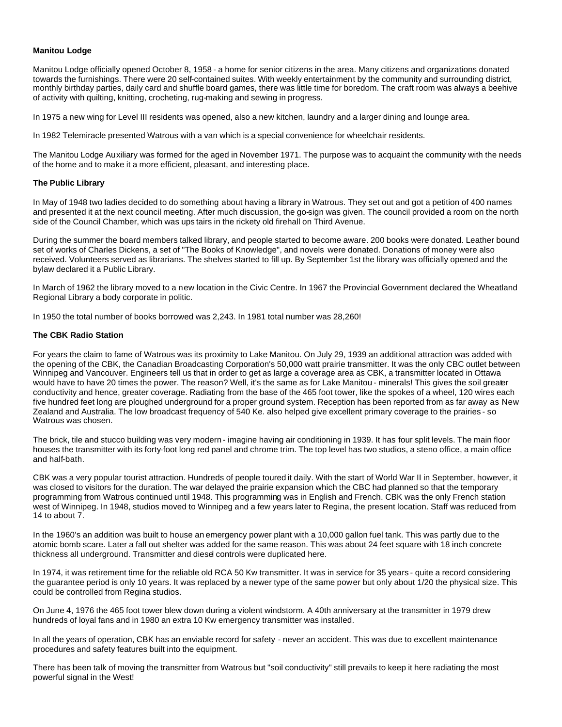### Manitou Lodge

Manitou Lodge officially opened October 8, 1958 - a home for senior citizens in the area. Many citizens and organizations donated towards the furnishings. There were 20 self-contained suites. With weekly entertainment by the community and surrounding district, monthly birthday parties, daily card and shuffle board games, there was little time for boredom. The craft room was always a beehive of activity with quilting, knitting, crocheting, rug-making and sewing in progress.

In 1975 a new wing for Level III residents was opened, also a new kitchen, laundry and a larger dining and lounge area.

In 1982 Telemiracle presented Watrous with a van which is a special convenience for wheelchair residents.

The Manitou Lodge Auxiliary was formed for the aged in November 1971. The purpose was to acquaint the community with the needs of the home and to make it a more efficient, pleasant, and interesting place.

### The Public Library

In May of 1948 two ladies decided to do something about having a library in Watrous. They set out and got a petition of 400 names and presented it at the next council meeting. After much discussion, the go-sign was given. The council provided a room on the north side of the Council Chamber, which was upstairs in the rickety old firehall on Third Avenue.

During the summer the board members talked library, and people started to become aware. 200 books were donated. Leather bound set of works of Charles Dickens, a set of "The Books of Knowledge", and novels were donated. Donations of money were also received. Volunteers served as librarians. The shelves started to fill up. By September 1st the library was officially opened and the bylaw declared it a Public Library.

In March of 1962 the library moved to a new location in the Civic Centre. In 1967 the Provincial Government declared the Wheatland Regional Library a body corporate in politic.

In 1950 the total number of books borrowed was 2,243. In 1981 total number was 28,260!

### The CBK Radio Station

For years the claim to fame of Watrous was its proximity to Lake Manitou. On July 29, 1939 an additional attraction was added with the opening of the CBK, the Canadian Broadcasting Corporation's 50,000 watt prairie transmitter. It was the only CBC outlet between Winnipeg and Vancouver. Engineers tell us that in order to get as large a coverage area as CBK, a transmitter located in Ottawa would have to have 20 times the power. The reason? Well, it's the same as for Lake Manitou - minerals! This gives the soil greater conductivity and hence, greater coverage. Radiating from the base of the 465 foot tower, like the spokes of a wheel, 120 wires each five hundred feet long are ploughed underground for a proper ground system. Reception has been reported from as far away as New Zealand and Australia. The low broadcast frequency of 540 Ke. also helped give excellent primary coverage to the prairies - so Watrous was chosen.

The brick, tile and stucco building was very modern - imagine having air conditioning in 1939. It has four split levels. The main floor houses the transmitter with its forty-foot long red panel and chrome trim. The top level has two studios, a steno office, a main office and half-bath.

CBK was a very popular tourist attraction. Hundreds of people toured it daily. With the start of World War II in September, however, it was closed to visitors for the duration. The war delayed the prairie expansion which the CBC had planned so that the temporary programming from Watrous continued until 1948. This programming was in English and French. CBK was the only French station west of Winnipeg. In 1948, studios moved to Winnipeg and a few years later to Regina, the present location. Staff was reduced from 14 to about 7.

In the 1960's an addition was built to house an emergency power plant with a 10,000 gallon fuel tank. This was partly due to the atomic bomb scare. Later a fall out shelter was added for the same reason. This was about 24 feet square with 18 inch concrete thickness all underground. Transmitter and diesel controls were duplicated here.

In 1974, it was retirement time for the reliable old RCA 50 Kw transmitter. It was in service for 35 years - quite a record considering the guarantee period is only 10 years. It was replaced by a newer type of the same power but only about 1/20 the physical size. This could be controlled from Regina studios.

On June 4, 1976 the 465 foot tower blew down during a violent windstorm. A 40th anniversary at the transmitter in 1979 drew hundreds of loyal fans and in 1980 an extra 10 Kw emergency transmitter was installed.

In all the years of operation, CBK has an enviable record for safety - never an accident. This was due to excellent maintenance procedures and safety features built into the equipment.

There has been talk of moving the transmitter from Watrous but "soil conductivity" still prevails to keep it here radiating the most powerful signal in the West!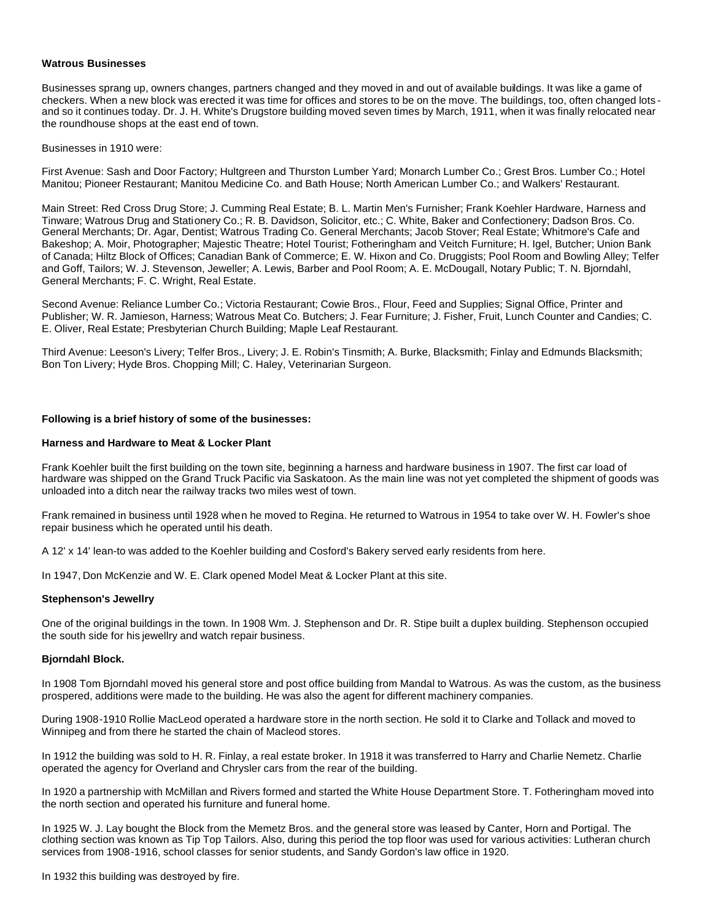### Watrous Businesses

Businesses sprang up, owners changes, partners changed and they moved in and out of available buildings. It was like a game of checkers. When a new block was erected it was time for offices and stores to be on the move. The buildings, too, often changed lots - and so it continues today. Dr. J. H. White's Drugstore building moved seven times by March, 1911, when it was finally relocated near the roundhouse shops at the east end of town.

Businesses in 1910 were:

First Avenue: Sash and Door Factory; Hultgreen and Thurston Lumber Yard; Monarch Lumber Co.; Grest Bros. Lumber Co.; Hotel Manitou; Pioneer Restaurant; Manitou Medicine Co. and Bath House; North American Lumber Co.; and Walkers' Restaurant.

Main Street: Red Cross Drug Store; J. Cumming Real Estate; B. L. Martin Men's Furnisher; Frank Koehler Hardware, Harness and Tinware; Watrous Drug and Stationery Co.; R. B. Davidson, Solicitor, etc.; C. White, Baker and Confectionery; Dadson Bros. Co. General Merchants; Dr. Agar, Dentist; Watrous Trading Co. General Merchants; Jacob Stover; Real Estate; Whitmore's Cafe and Bakeshop; A. Moir, Photographer; Majestic Theatre; Hotel Tourist; Fotheringham and Veitch Furniture; H. Igel, Butcher; Union Bank of Canada; Hiltz Block of Offices; Canadian Bank of Commerce; E. W. Hixon and Co. Druggists; Pool Room and Bowling Alley; Telfer and Goff, Tailors; W. J. Stevenson, Jeweller; A. Lewis, Barber and Pool Room; A. E. McDougall, Notary Public; T. N. Bjorndahl, General Merchants; F. C. Wright, Real Estate.

Second Avenue: Reliance Lumber Co.; Victoria Restaurant; Cowie Bros., Flour, Feed and Supplies; Signal Office, Printer and Publisher; W. R. Jamieson, Harness; Watrous Meat Co. Butchers; J. Fear Furniture; J. Fisher, Fruit, Lunch Counter and Candies; C. E. Oliver, Real Estate; Presbyterian Church Building; Maple Leaf Restaurant.

Third Avenue: Leeson's Livery; Telfer Bros., Livery; J. E. Robin's Tinsmith; A. Burke, Blacksmith; Finlay and Edmunds Blacksmith; Bon Ton Livery; Hyde Bros. Chopping Mill; C. Haley, Veterinarian Surgeon.

**Following is a brief history of some of the businesses:**

#### Harness and Hardware to Meat & Locker Plant

Frank Koehler built the first building on the town site, beginning a harness and hardware business in 1907. The first car load of hardware was shipped on the Grand Truck Pacific via Saskatoon. As the main line was not yet completed the shipment of goods was unloaded into a ditch near the railway tracks two miles west of town.

Frank remained in business until 1928 when he moved to Regina. He returned to Watrous in 1954 to take over W. H. Fowler's shoe repair business which he operated until his death.

A 12' x 14' lean-to was added to the Koehler building and Cosford's Bakery served early residents from here.

In 1947, Don McKenzie and W. E. Clark opened Model Meat & Locker Plant at this site.

#### Stephenson's Jewellry

One of the original buildings in the town. In 1908 Wm. J. Stephenson and Dr. R. Stipe built a duplex building. Stephenson occupied the south side for his jewellry and watch repair business.

#### Bjorndahl Block.

In 1908 Tom Bjorndahl moved his general store and post office building from Mandal to Watrous. As was the custom, as the business prospered, additions were made to the building. He was also the agent for different machinery companies.

During 1908-1910 Rollie MacLeod operated a hardware store in the north section. He sold it to Clarke and Tollack and moved to Winnipeg and from there he started the chain of Macleod stores.

In 1912 the building was sold to H. R. Finlay, a real estate broker. In 1918 it was transferred to Harry and Charlie Nemetz. Charlie operated the agency for Overland and Chrysler cars from the rear of the building.

In 1920 a partnership with McMillan and Rivers formed and started the White House Department Store. T. Fotheringham moved into the north section and operated his furniture and funeral home.

In 1925 W. J. Lay bought the Block from the Memetz Bros. and the general store was leased by Canter, Horn and Portigal. The clothing section was known as Tip Top Tailors. Also, during this period the top floor was used for various activities: Lutheran church services from 1908-1916, school classes for senior students, and Sandy Gordon's law office in 1920.

In 1932 this building was destroyed by fire.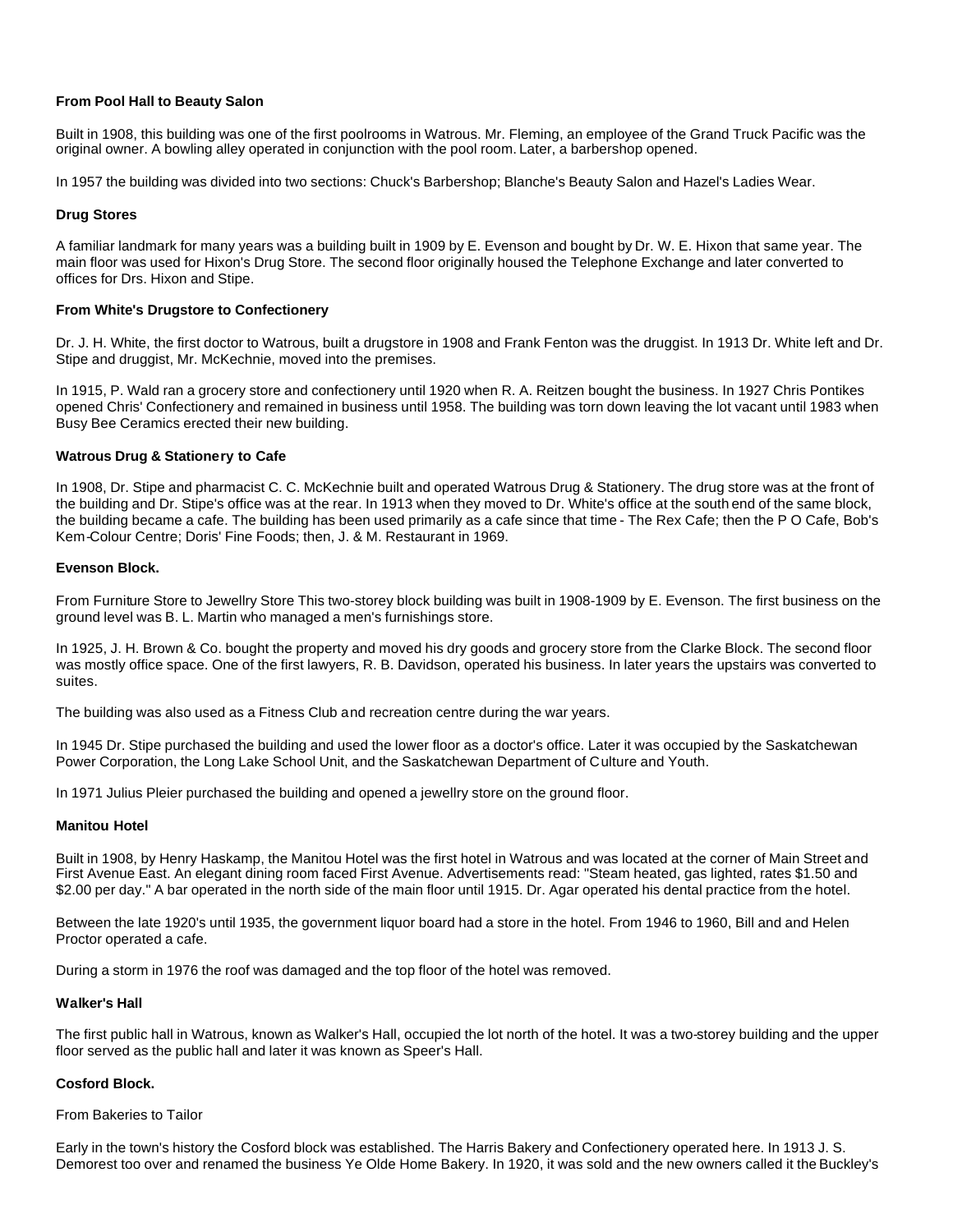**From Pool Hall to Beauty Salon**

Built in 1908, this building was one of the first poolrooms in Watrous. Mr. Fleming, an employee of the Grand Truck Pacific was the original owner. A bowling alley operated in conjunction with the pool room. Later, a barbershop opened.

In 1957 the building was divided into two sections: Chuck's Barbershop; Blanche's Beauty Salon and Hazel's Ladies Wear.

**Drug Stores**

A familiar landmark for many years was a building built in 1909 by E. Evenson and bought by Dr. W. E. Hixon that same year. The main floor was used for Hixon's Drug Store. The second floor originally housed the Telephone Exchange and later converted to offices for Drs. Hixon and Stipe.

**From White's Drugstore to Confectionery**

Dr. J. H. White, the first doctor to Watrous, built a drugstore in 1908 and Frank Fenton was the druggist. In 1913 Dr. White left and Dr. Stipe and druggist, Mr. McKechnie, moved into the premises.

In 1915, P. Wald ran a grocery store and confectionery until 1920 when R. A. Reitzen bought the business. In 1927 Chris Pontikes opened Chris' Confectionery and remained in business until 1958. The building was torn down leaving the lot vacant until 1983 when Busy Bee Ceramics erected their new building.

**Watrous Drug & Stationery to Cafe**

In 1908, Dr. Stipe and pharmacist C. C. McKechnie built and operated Watrous Drug & Stationery. The drug store was at the front of the building and Dr. Stipe's office was at the rear. In 1913 when they moved to Dr. White's office at the south end of the same block, the building became a cafe. The building has been used primarily as a cafe since that time - The Rex Cafe; then the P O Cafe, Bob's Kem-Colour Centre; Doris' Fine Foods; then, J. & M. Restaurant in 1969.

**Evenson Block.**

From Furniture Store to Jewellry Store This two-storey block building was built in 1908-1909 by E. Evenson. The first business on the ground level was B. L. Martin who managed a men's furnishings store.

In 1925, J. H. Brown & Co. bought the property and moved his dry goods and grocery store from the Clarke Block. The second floor was mostly office space. One of the first lawyers, R. B. Davidson, operated his business. In later years the upstairs was converted to suites.

The building was also used as a Fitness Club and recreation centre during the war years.

In 1945 Dr. Stipe purchased the building and used the lower floor as a doctor's office. Later it was occupied by the Saskatchewan Power Corporation, the Long Lake School Unit, and the Saskatchewan Department of Culture and Youth.

In 1971 Julius Pleier purchased the building and opened a jewellry store on the ground floor.

**Manitou Hotel**

Built in 1908, by Henry Haskamp, the Manitou Hotel was the first hotel in Watrous and was located at the corner of Main Street and First Avenue East. An elegant dining room faced First Avenue. Advertisements read: "Steam heated, gas lighted, rates $1.50 and $2.00 per day." A bar operated in the north side of the main floor until 1915. Dr. Agar operated his dental practice from the hotel.

Between the late 1920's until 1935, the government liquor board had a store in the hotel. From 1946 to 1960, Bill and and Helen Proctor operated a cafe.

During a storm in 1976 the roof was damaged and the top floor of the hotel was removed.

**Walker's Hall**

The first public hall in Watrous, known as Walker's Hall, occupied the lot north of the hotel. It was a two-storey building and the upper floor served as the public hall and later it was known as Speer's Hall.

**Cosford Block.**

From Bakeries to Tailor

Early in the town's history the Cosford block was established. The Harris Bakery and Confectionery operated here. In 1913 J. S. Demorest too over and renamed the business Ye Olde Home Bakery. In 1920, it was sold and the new owners called it the Buckley's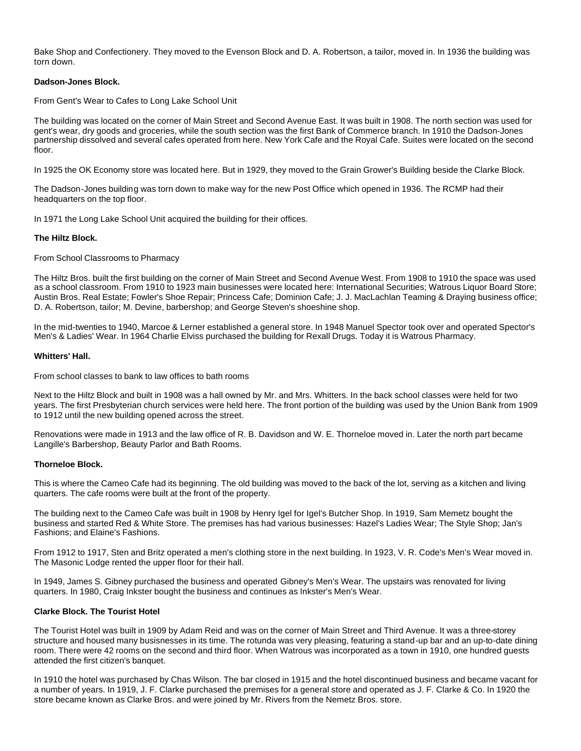Bake Shop and Confectionery. They moved to the Evenson Block and D. A. Robertson, a tailor, moved in. In 1936 the building was torn down.

**Dadson-Jones Block.**

From Gent's Wear to Cafes to Long Lake School Unit

The building was located on the corner of Main Street and Second Avenue East. It was built in 1908. The north section was used for gent's wear, dry goods and groceries, while the south section was the first Bank of Commerce branch. In 1910 the Dadson-Jones partnership dissolved and several cafes operated from here. New York Cafe and the Royal Cafe. Suites were located on the second floor.

In 1925 the OK Economy store was located here. But in 1929, they moved to the Grain Grower's Building beside the Clarke Block.

The Dadson-Jones building was torn down to make way for the new Post Office which opened in 1936. The RCMP had their headquarters on the top floor.

In 1971 the Long Lake School Unit acquired the building for their offices.

**The Hiltz Block.**

From School Classrooms to Pharmacy

The Hiltz Bros. built the first building on the corner of Main Street and Second Avenue West. From 1908 to 1910 the space was used as a school classroom. From 1910 to 1923 main businesses were located here: International Securities; Watrous Liquor Board Store; Austin Bros. Real Estate; Fowler's Shoe Repair; Princess Cafe; Dominion Cafe; J. J. MacLachlan Teaming & Draying business office; D. A. Robertson, tailor; M. Devine, barbershop; and George Steven's shoeshine shop.

In the mid-twenties to 1940, Marcoe & Lerner established a general store. In 1948 Manuel Spector took over and operated Spector's Men's & Ladies' Wear. In 1964 Charlie Elviss purchased the building for Rexall Drugs. Today it is Watrous Pharmacy.

**Whitters' Hall.**

From school classes to bank to law offices to bath rooms

Next to the Hiltz Block and built in 1908 was a hall owned by Mr. and Mrs. Whitters. In the back school classes were held for two years. The first Presbyterian church services were held here. The front portion of the building was used by the Union Bank from 1909 to 1912 until the new building opened across the street.

Renovations were made in 1913 and the law office of R. B. Davidson and W. E. Thorneloe moved in. Later the north part became Langille's Barbershop, Beauty Parlor and Bath Rooms.

**Thorneloe Block.**

This is where the Cameo Cafe had its beginning. The old building was moved to the back of the lot, serving as a kitchen and living quarters. The cafe rooms were built at the front of the property.

The building next to the Cameo Cafe was built in 1908 by Henry Igel for Igel's Butcher Shop. In 1919, Sam Memetz bought the business and started Red & White Store. The premises has had various businesses: Hazel's Ladies Wear; The Style Shop; Jan's Fashions; and Elaine's Fashions.

From 1912 to 1917, Sten and Britz operated a men's clothing store in the next building. In 1923, V. R. Code's Men's Wear moved in. The Masonic Lodge rented the upper floor for their hall.

In 1949, James S. Gibney purchased the business and operated Gibney's Men's Wear. The upstairs was renovated for living quarters. In 1980, Craig Inkster bought the business and continues as Inkster's Men's Wear.

**Clarke Block. The Tourist Hotel**

The Tourist Hotel was built in 1909 by Adam Reid and was on the corner of Main Street and Third Avenue. It was a three-storey structure and housed many busisnesses in its time. The rotunda was very pleasing, featuring a stand-up bar and an up-to-date dining room. There were 42 rooms on the second and third floor. When Watrous was incorporated as a town in 1910, one hundred guests attended the first citizen's banquet.

In 1910 the hotel was purchased by Chas Wilson. The bar closed in 1915 and the hotel discontinued business and became vacant for a number of years. In 1919, J. F. Clarke purchased the premises for a general store and operated as J. F. Clarke & Co. In 1920 the store became known as Clarke Bros. and were joined by Mr. Rivers from the Nemetz Bros. store.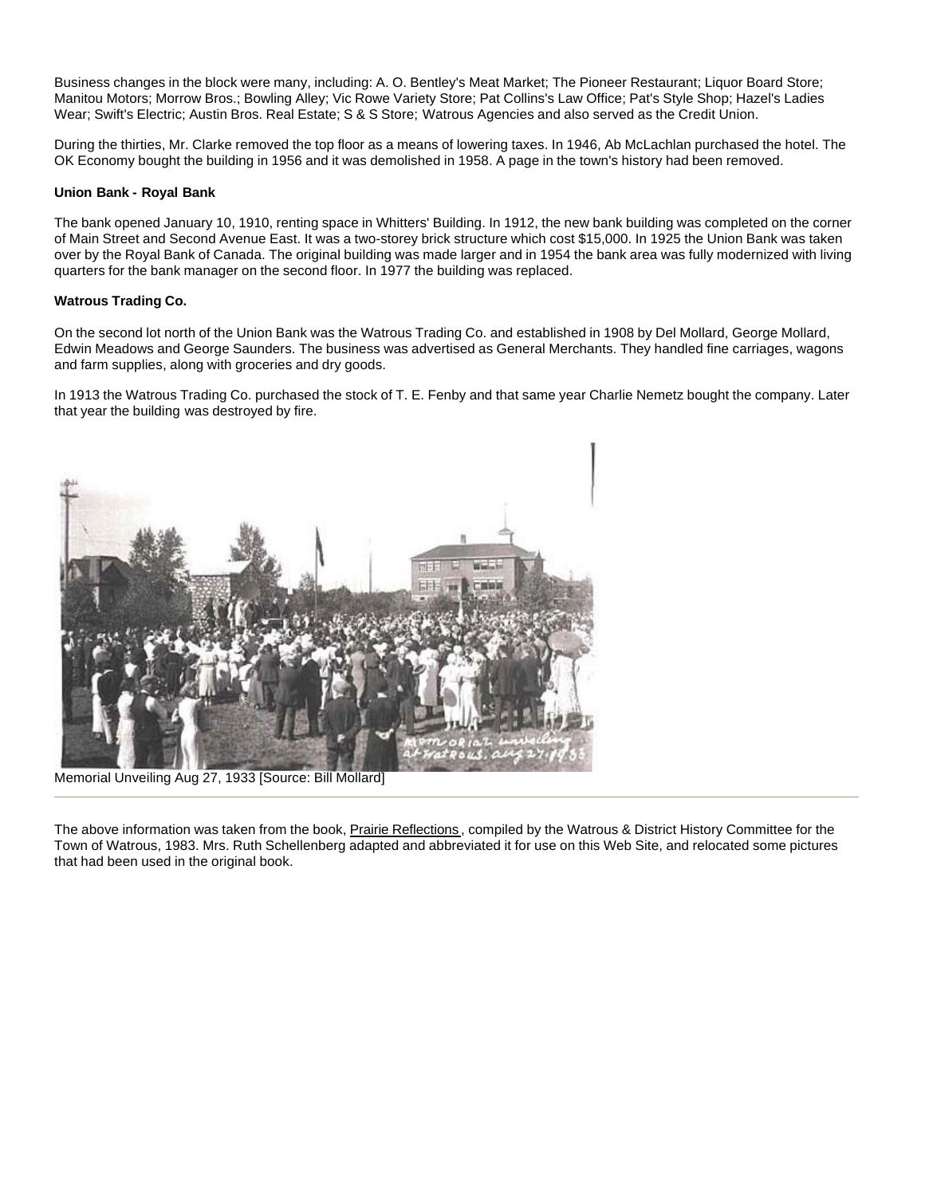Business changes in the block were many, including: A. O. Bentley's Meat Market; The Pioneer Restaurant; Liquor Board Store; Manitou Motors; Morrow Bros.; Bowling Alley; Vic Rowe Variety Store; Pat Collins's Law Office; Pat's Style Shop; Hazel's Ladies Wear; Swift's Electric; Austin Bros. Real Estate; S & S Store; Watrous Agencies and also served as the Credit Union.

During the thirties, Mr. Clarke removed the top floor as a means of lowering taxes. In 1946, Ab McLachlan purchased the hotel. The OK Economy bought the building in 1956 and it was demolished in 1958. A page in the town's history had been removed.

**Union Bank - Royal Bank**

The bank opened January 10, 1910, renting space in Whitters' Building. In 1912, the new bank building was completed on the corner of Main Street and Second Avenue East. It was a two-storey brick structure which cost $15,000. In 1925 the Union Bank was taken over by the Royal Bank of Canada. The original building was made larger and in 1954 the bank area was fully modernized with living quarters for the bank manager on the second floor. In 1977 the building was replaced.

**Watrous Trading Co.**

On the second lot north of the Union Bank was the Watrous Trading Co. and established in 1908 by Del Mollard, George Mollard, Edwin Meadows and George Saunders. The business was advertised as General Merchants. They handled fine carriages, wagons and farm supplies, along with groceries and dry goods.

In 1913 the Watrous Trading Co. purchased the stock of T. E. Fenby and that same year Charlie Nemetz bought the company. Later that year the building was destroyed by fire.

Memorial Unveiling Aug 27, 1933 [Source: Bill Mollard]

---

The above information was taken from the book, Prairie Reflections, compiled by the Watrous & District History Committee for the Town of Watrous, 1983. Mrs. Ruth Schellenberg adapted and abbreviated it for use on this Web Site, and relocated some pictures that had been used in the original book.